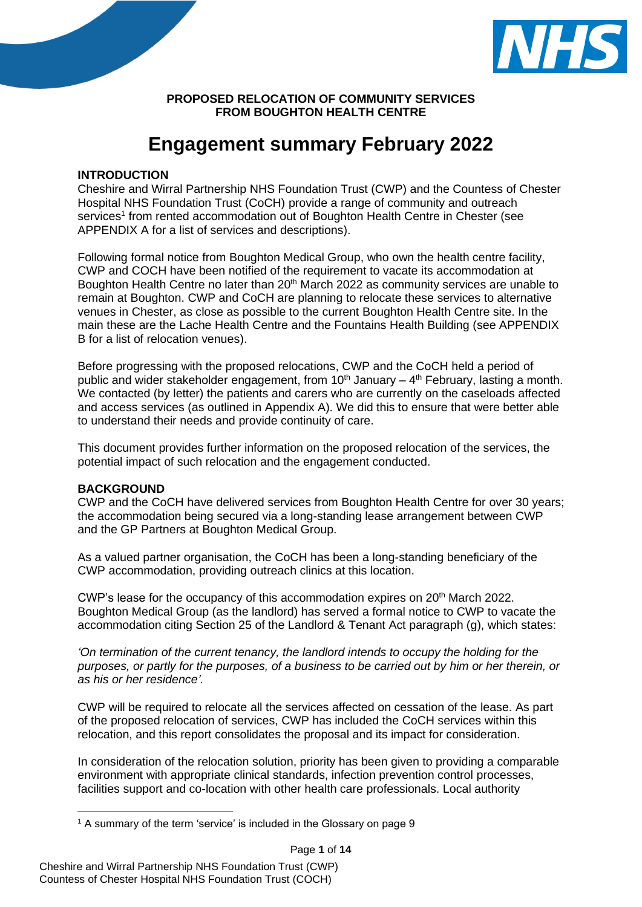**PROPOSED RELOCATION OF COMMUNITY SERVICES FROM BOUGHTON HEALTH CENTRE**

# Engagement summary February 2022

## INTRODUCTION

Cheshire and Wirral Partnership NHS Foundation Trust (CWP) and the Countess of Chester Hospital NHS Foundation Trust (CoCH) provide a range of community and outreach services[1] from rented accommodation out of Boughton Health Centre in Chester (see APPENDIX A for a list of services and descriptions).

Following formal notice from Boughton Medical Group, who own the health centre facility, CWP and COCH have been notified of the requirement to vacate its accommodation at Boughton Health Centre no later than 20th March 2022 as community services are unable to remain at Boughton. CWP and CoCH are planning to relocate these services to alternative venues in Chester, as close as possible to the current Boughton Health Centre site. In the main these are the Lache Health Centre and the Fountains Health Building (see APPENDIX B for a list of relocation venues).

Before progressing with the proposed relocations, CWP and the CoCH held a period of public and wider stakeholder engagement, from 10th January – 4th February, lasting a month. We contacted (by letter) the patients and carers who are currently on the caseloads affected and access services (as outlined in Appendix A). We did this to ensure that were better able to understand their needs and provide continuity of care.

This document provides further information on the proposed relocation of the services, the potential impact of such relocation and the engagement conducted.

## BACKGROUND

CWP and the CoCH have delivered services from Boughton Health Centre for over 30 years; the accommodation being secured via a long-standing lease arrangement between CWP and the GP Partners at Boughton Medical Group.

As a valued partner organisation, the CoCH has been a long-standing beneficiary of the CWP accommodation, providing outreach clinics at this location.

CWP's lease for the occupancy of this accommodation expires on 20th March 2022. Boughton Medical Group (as the landlord) has served a formal notice to CWP to vacate the accommodation citing Section 25 of the Landlord & Tenant Act paragraph (g), which states:

*'On termination of the current tenancy, the landlord intends to occupy the holding for the purposes, or partly for the purposes, of a business to be carried out by him or her therein, or as his or her residence'.*

CWP will be required to relocate all the services affected on cessation of the lease. As part of the proposed relocation of services, CWP has included the CoCH services within this relocation, and this report consolidates the proposal and its impact for consideration.

In consideration of the relocation solution, priority has been given to providing a comparable environment with appropriate clinical standards, infection prevention control processes, facilities support and co-location with other health care professionals. Local authority

[1] A summary of the term 'service' is included in the Glossary on page 9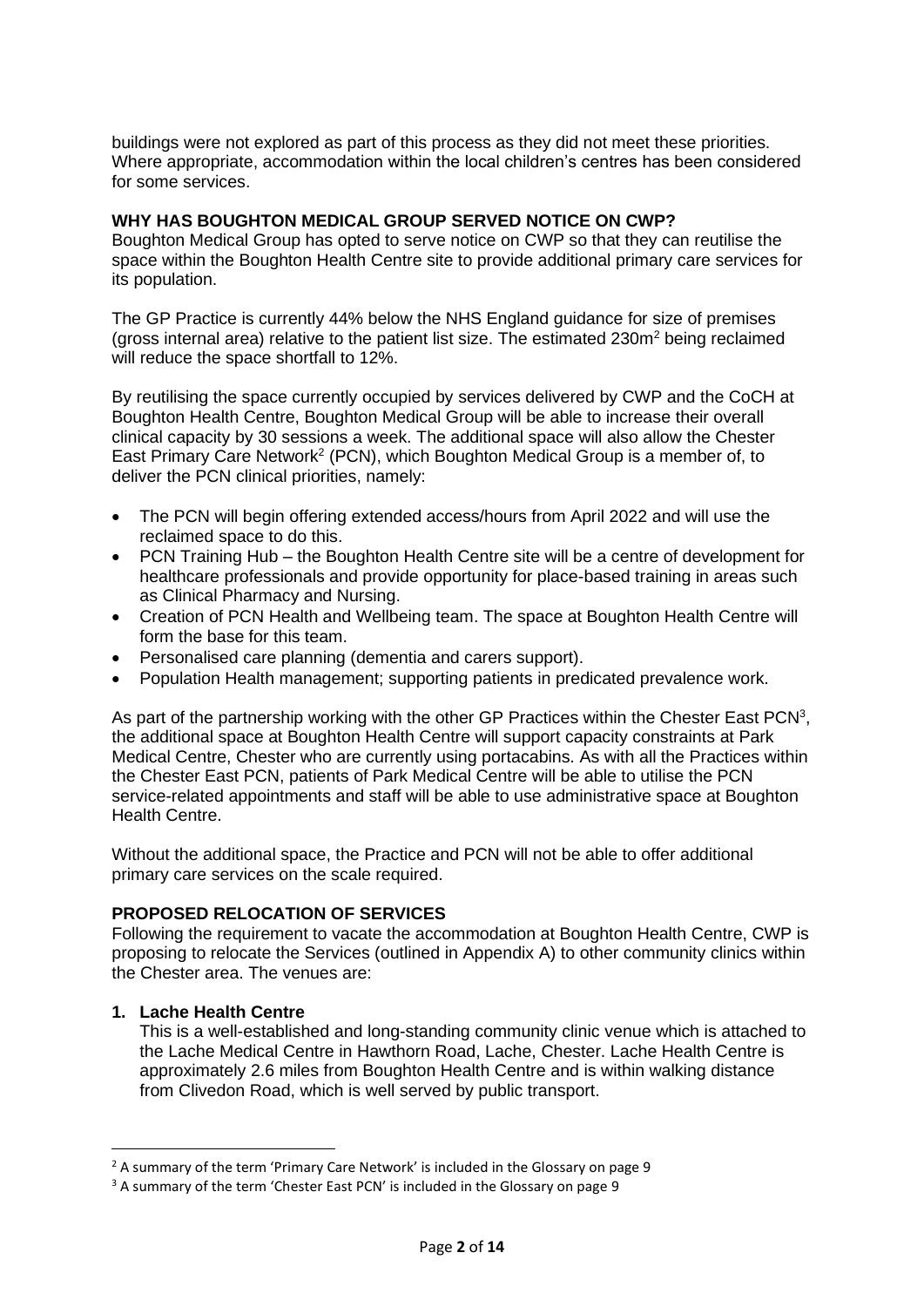buildings were not explored as part of this process as they did not meet these priorities. Where appropriate, accommodation within the local children's centres has been considered for some services.

**WHY HAS BOUGHTON MEDICAL GROUP SERVED NOTICE ON CWP?**

Boughton Medical Group has opted to serve notice on CWP so that they can reutilise the space within the Boughton Health Centre site to provide additional primary care services for its population.

The GP Practice is currently 44% below the NHS England guidance for size of premises (gross internal area) relative to the patient list size. The estimated 230m$^2$ being reclaimed will reduce the space shortfall to 12%.

By reutilising the space currently occupied by services delivered by CWP and the CoCH at Boughton Health Centre, Boughton Medical Group will be able to increase their overall clinical capacity by 30 sessions a week. The additional space will also allow the Chester East Primary Care Network[2] (PCN), which Boughton Medical Group is a member of, to deliver the PCN clinical priorities, namely:

- The PCN will begin offering extended access/hours from April 2022 and will use the reclaimed space to do this.
- PCN Training Hub – the Boughton Health Centre site will be a centre of development for healthcare professionals and provide opportunity for place-based training in areas such as Clinical Pharmacy and Nursing.
- Creation of PCN Health and Wellbeing team. The space at Boughton Health Centre will form the base for this team.
- Personalised care planning (dementia and carers support).
- Population Health management; supporting patients in predicated prevalence work.

As part of the partnership working with the other GP Practices within the Chester East PCN[3], the additional space at Boughton Health Centre will support capacity constraints at Park Medical Centre, Chester who are currently using portacabins. As with all the Practices within the Chester East PCN, patients of Park Medical Centre will be able to utilise the PCN service-related appointments and staff will be able to use administrative space at Boughton Health Centre.

Without the additional space, the Practice and PCN will not be able to offer additional primary care services on the scale required.

**PROPOSED RELOCATION OF SERVICES**

Following the requirement to vacate the accommodation at Boughton Health Centre, CWP is proposing to relocate the Services (outlined in Appendix A) to other community clinics within the Chester area. The venues are:

1. **Lache Health Centre**

   This is a well-established and long-standing community clinic venue which is attached to the Lache Medical Centre in Hawthorn Road, Lache, Chester. Lache Health Centre is approximately 2.6 miles from Boughton Health Centre and is within walking distance from Clivedon Road, which is well served by public transport.

---

[2] A summary of the term 'Primary Care Network' is included in the Glossary on page 9

[3] A summary of the term 'Chester East PCN' is included in the Glossary on page 9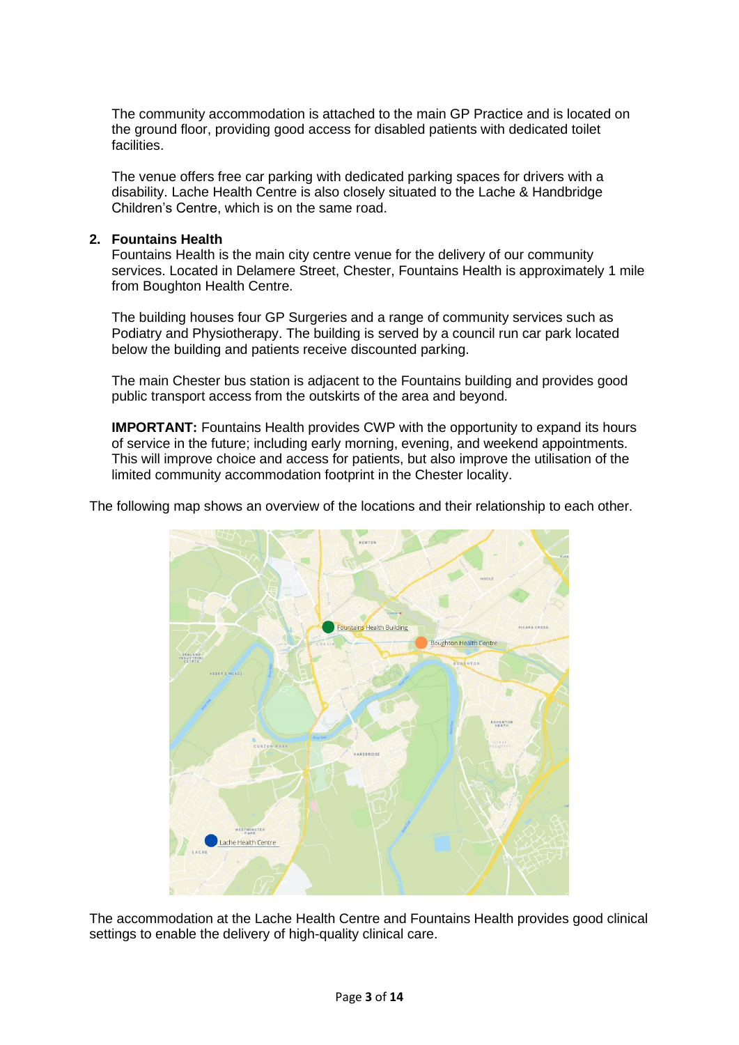The community accommodation is attached to the main GP Practice and is located on the ground floor, providing good access for disabled patients with dedicated toilet facilities.

The venue offers free car parking with dedicated parking spaces for drivers with a disability. Lache Health Centre is also closely situated to the Lache & Handbridge Children's Centre, which is on the same road.

2. **Fountains Health**

   Fountains Health is the main city centre venue for the delivery of our community services. Located in Delamere Street, Chester, Fountains Health is approximately 1 mile from Boughton Health Centre.

   The building houses four GP Surgeries and a range of community services such as Podiatry and Physiotherapy. The building is served by a council run car park located below the building and patients receive discounted parking.

   The main Chester bus station is adjacent to the Fountains building and provides good public transport access from the outskirts of the area and beyond.

   **IMPORTANT:** Fountains Health provides CWP with the opportunity to expand its hours of service in the future; including early morning, evening, and weekend appointments. This will improve choice and access for patients, but also improve the utilisation of the limited community accommodation footprint in the Chester locality.

The following map shows an overview of the locations and their relationship to each other.

Fountains Health Building

Boughton Health Centre

Lache Health Centre

The accommodation at the Lache Health Centre and Fountains Health provides good clinical settings to enable the delivery of high-quality clinical care.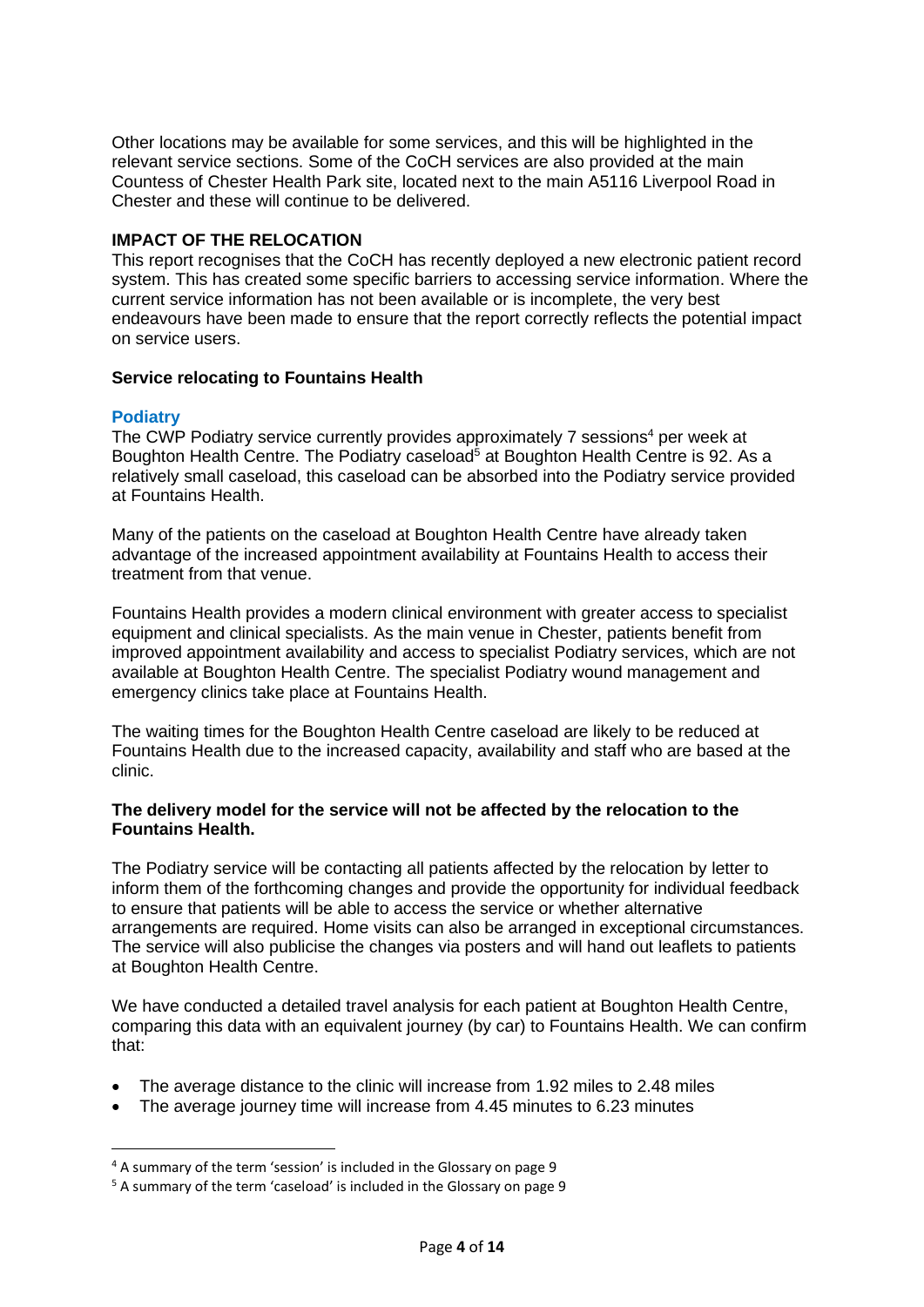Other locations may be available for some services, and this will be highlighted in the relevant service sections. Some of the CoCH services are also provided at the main Countess of Chester Health Park site, located next to the main A5116 Liverpool Road in Chester and these will continue to be delivered.

## IMPACT OF THE RELOCATION

This report recognises that the CoCH has recently deployed a new electronic patient record system. This has created some specific barriers to accessing service information. Where the current service information has not been available or is incomplete, the very best endeavours have been made to ensure that the report correctly reflects the potential impact on service users.

### Service relocating to Fountains Health

#### Podiatry

The CWP Podiatry service currently provides approximately 7 sessions[4] per week at Boughton Health Centre. The Podiatry caseload[5] at Boughton Health Centre is 92. As a relatively small caseload, this caseload can be absorbed into the Podiatry service provided at Fountains Health.

Many of the patients on the caseload at Boughton Health Centre have already taken advantage of the increased appointment availability at Fountains Health to access their treatment from that venue.

Fountains Health provides a modern clinical environment with greater access to specialist equipment and clinical specialists. As the main venue in Chester, patients benefit from improved appointment availability and access to specialist Podiatry services, which are not available at Boughton Health Centre. The specialist Podiatry wound management and emergency clinics take place at Fountains Health.

The waiting times for the Boughton Health Centre caseload are likely to be reduced at Fountains Health due to the increased capacity, availability and staff who are based at the clinic.

**The delivery model for the service will not be affected by the relocation to the Fountains Health.**

The Podiatry service will be contacting all patients affected by the relocation by letter to inform them of the forthcoming changes and provide the opportunity for individual feedback to ensure that patients will be able to access the service or whether alternative arrangements are required. Home visits can also be arranged in exceptional circumstances. The service will also publicise the changes via posters and will hand out leaflets to patients at Boughton Health Centre.

We have conducted a detailed travel analysis for each patient at Boughton Health Centre, comparing this data with an equivalent journey (by car) to Fountains Health. We can confirm that:

- The average distance to the clinic will increase from 1.92 miles to 2.48 miles
- The average journey time will increase from 4.45 minutes to 6.23 minutes

[4] A summary of the term 'session' is included in the Glossary on page 9
[5] A summary of the term 'caseload' is included in the Glossary on page 9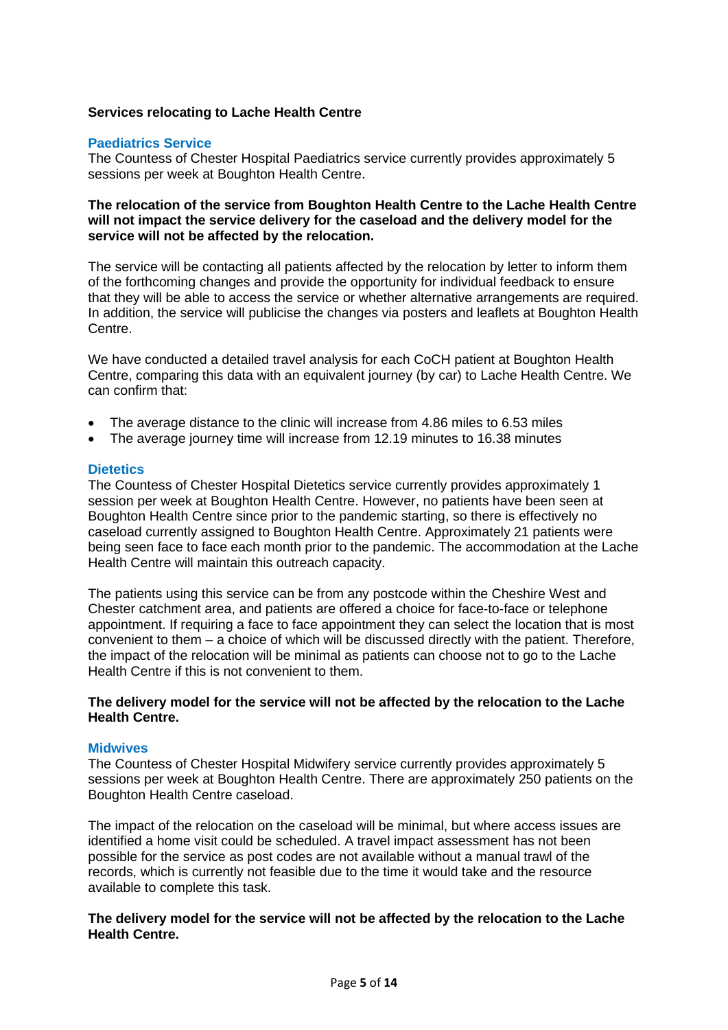**Services relocating to Lache Health Centre**

### Paediatrics Service

The Countess of Chester Hospital Paediatrics service currently provides approximately 5 sessions per week at Boughton Health Centre.

**The relocation of the service from Boughton Health Centre to the Lache Health Centre will not impact the service delivery for the caseload and the delivery model for the service will not be affected by the relocation.**

The service will be contacting all patients affected by the relocation by letter to inform them of the forthcoming changes and provide the opportunity for individual feedback to ensure that they will be able to access the service or whether alternative arrangements are required. In addition, the service will publicise the changes via posters and leaflets at Boughton Health Centre.

We have conducted a detailed travel analysis for each CoCH patient at Boughton Health Centre, comparing this data with an equivalent journey (by car) to Lache Health Centre. We can confirm that:

- The average distance to the clinic will increase from 4.86 miles to 6.53 miles
- The average journey time will increase from 12.19 minutes to 16.38 minutes

### Dietetics

The Countess of Chester Hospital Dietetics service currently provides approximately 1 session per week at Boughton Health Centre. However, no patients have been seen at Boughton Health Centre since prior to the pandemic starting, so there is effectively no caseload currently assigned to Boughton Health Centre. Approximately 21 patients were being seen face to face each month prior to the pandemic. The accommodation at the Lache Health Centre will maintain this outreach capacity.

The patients using this service can be from any postcode within the Cheshire West and Chester catchment area, and patients are offered a choice for face-to-face or telephone appointment. If requiring a face to face appointment they can select the location that is most convenient to them – a choice of which will be discussed directly with the patient. Therefore, the impact of the relocation will be minimal as patients can choose not to go to the Lache Health Centre if this is not convenient to them.

**The delivery model for the service will not be affected by the relocation to the Lache Health Centre.**

### Midwives

The Countess of Chester Hospital Midwifery service currently provides approximately 5 sessions per week at Boughton Health Centre. There are approximately 250 patients on the Boughton Health Centre caseload.

The impact of the relocation on the caseload will be minimal, but where access issues are identified a home visit could be scheduled. A travel impact assessment has not been possible for the service as post codes are not available without a manual trawl of the records, which is currently not feasible due to the time it would take and the resource available to complete this task.

**The delivery model for the service will not be affected by the relocation to the Lache Health Centre.**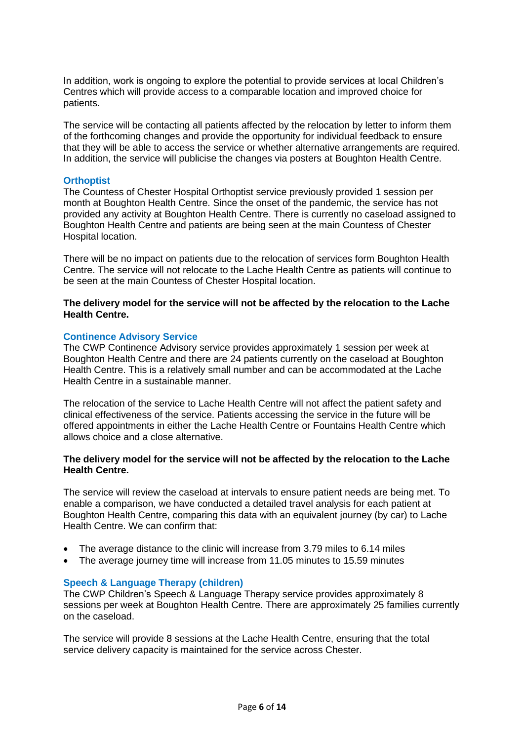In addition, work is ongoing to explore the potential to provide services at local Children's Centres which will provide access to a comparable location and improved choice for patients.

The service will be contacting all patients affected by the relocation by letter to inform them of the forthcoming changes and provide the opportunity for individual feedback to ensure that they will be able to access the service or whether alternative arrangements are required. In addition, the service will publicise the changes via posters at Boughton Health Centre.

### Orthoptist

The Countess of Chester Hospital Orthoptist service previously provided 1 session per month at Boughton Health Centre. Since the onset of the pandemic, the service has not provided any activity at Boughton Health Centre. There is currently no caseload assigned to Boughton Health Centre and patients are being seen at the main Countess of Chester Hospital location.

There will be no impact on patients due to the relocation of services form Boughton Health Centre. The service will not relocate to the Lache Health Centre as patients will continue to be seen at the main Countess of Chester Hospital location.

**The delivery model for the service will not be affected by the relocation to the Lache Health Centre.**

### Continence Advisory Service

The CWP Continence Advisory service provides approximately 1 session per week at Boughton Health Centre and there are 24 patients currently on the caseload at Boughton Health Centre. This is a relatively small number and can be accommodated at the Lache Health Centre in a sustainable manner.

The relocation of the service to Lache Health Centre will not affect the patient safety and clinical effectiveness of the service. Patients accessing the service in the future will be offered appointments in either the Lache Health Centre or Fountains Health Centre which allows choice and a close alternative.

**The delivery model for the service will not be affected by the relocation to the Lache Health Centre.**

The service will review the caseload at intervals to ensure patient needs are being met. To enable a comparison, we have conducted a detailed travel analysis for each patient at Boughton Health Centre, comparing this data with an equivalent journey (by car) to Lache Health Centre. We can confirm that:

- The average distance to the clinic will increase from 3.79 miles to 6.14 miles
- The average journey time will increase from 11.05 minutes to 15.59 minutes

### Speech & Language Therapy (children)

The CWP Children's Speech & Language Therapy service provides approximately 8 sessions per week at Boughton Health Centre. There are approximately 25 families currently on the caseload.

The service will provide 8 sessions at the Lache Health Centre, ensuring that the total service delivery capacity is maintained for the service across Chester.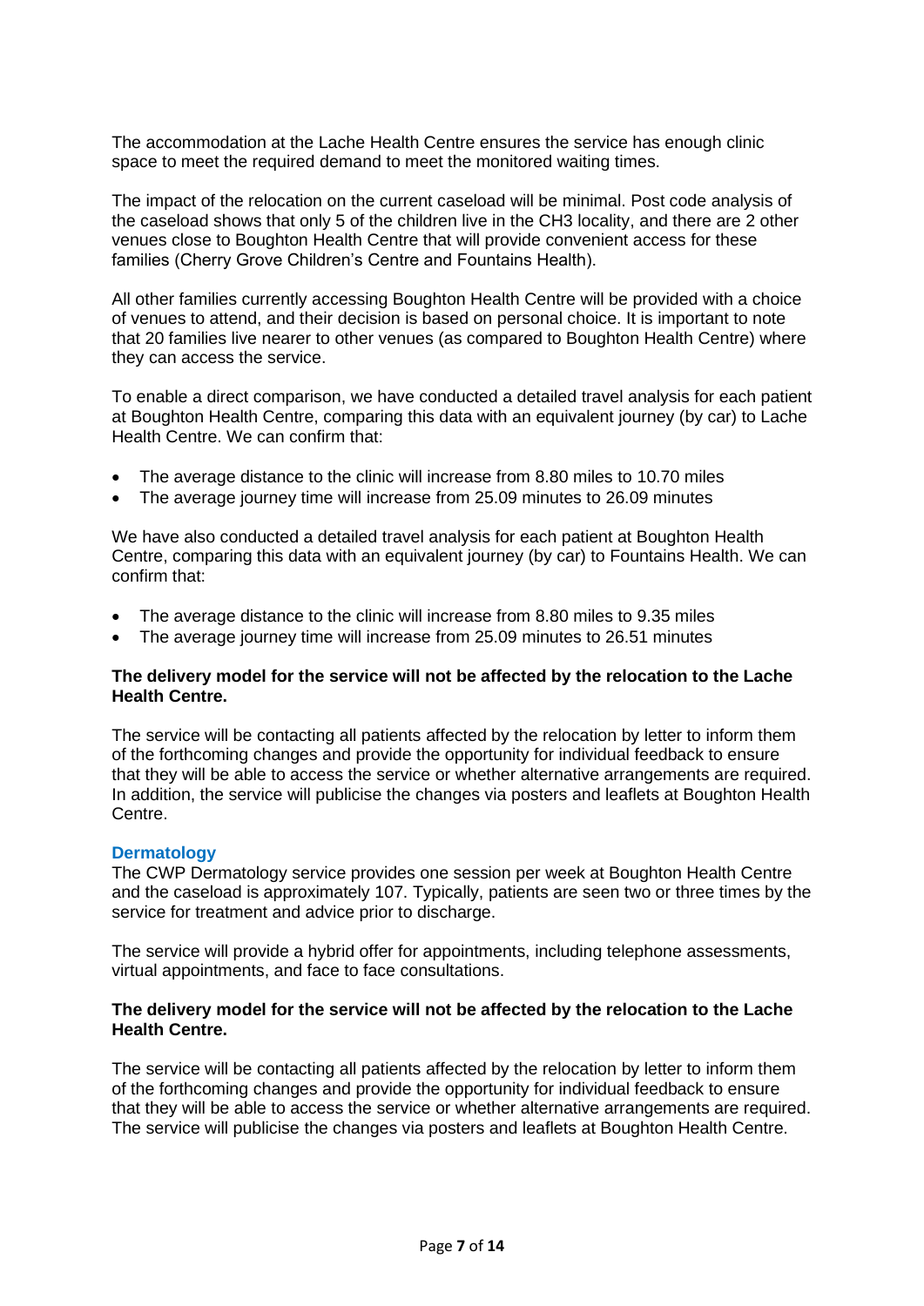The accommodation at the Lache Health Centre ensures the service has enough clinic space to meet the required demand to meet the monitored waiting times.

The impact of the relocation on the current caseload will be minimal. Post code analysis of the caseload shows that only 5 of the children live in the CH3 locality, and there are 2 other venues close to Boughton Health Centre that will provide convenient access for these families (Cherry Grove Children's Centre and Fountains Health).

All other families currently accessing Boughton Health Centre will be provided with a choice of venues to attend, and their decision is based on personal choice. It is important to note that 20 families live nearer to other venues (as compared to Boughton Health Centre) where they can access the service.

To enable a direct comparison, we have conducted a detailed travel analysis for each patient at Boughton Health Centre, comparing this data with an equivalent journey (by car) to Lache Health Centre. We can confirm that:

- The average distance to the clinic will increase from 8.80 miles to 10.70 miles
- The average journey time will increase from 25.09 minutes to 26.09 minutes

We have also conducted a detailed travel analysis for each patient at Boughton Health Centre, comparing this data with an equivalent journey (by car) to Fountains Health. We can confirm that:

- The average distance to the clinic will increase from 8.80 miles to 9.35 miles
- The average journey time will increase from 25.09 minutes to 26.51 minutes

**The delivery model for the service will not be affected by the relocation to the Lache Health Centre.**

The service will be contacting all patients affected by the relocation by letter to inform them of the forthcoming changes and provide the opportunity for individual feedback to ensure that they will be able to access the service or whether alternative arrangements are required. In addition, the service will publicise the changes via posters and leaflets at Boughton Health Centre.

### Dermatology

The CWP Dermatology service provides one session per week at Boughton Health Centre and the caseload is approximately 107. Typically, patients are seen two or three times by the service for treatment and advice prior to discharge.

The service will provide a hybrid offer for appointments, including telephone assessments, virtual appointments, and face to face consultations.

**The delivery model for the service will not be affected by the relocation to the Lache Health Centre.**

The service will be contacting all patients affected by the relocation by letter to inform them of the forthcoming changes and provide the opportunity for individual feedback to ensure that they will be able to access the service or whether alternative arrangements are required. The service will publicise the changes via posters and leaflets at Boughton Health Centre.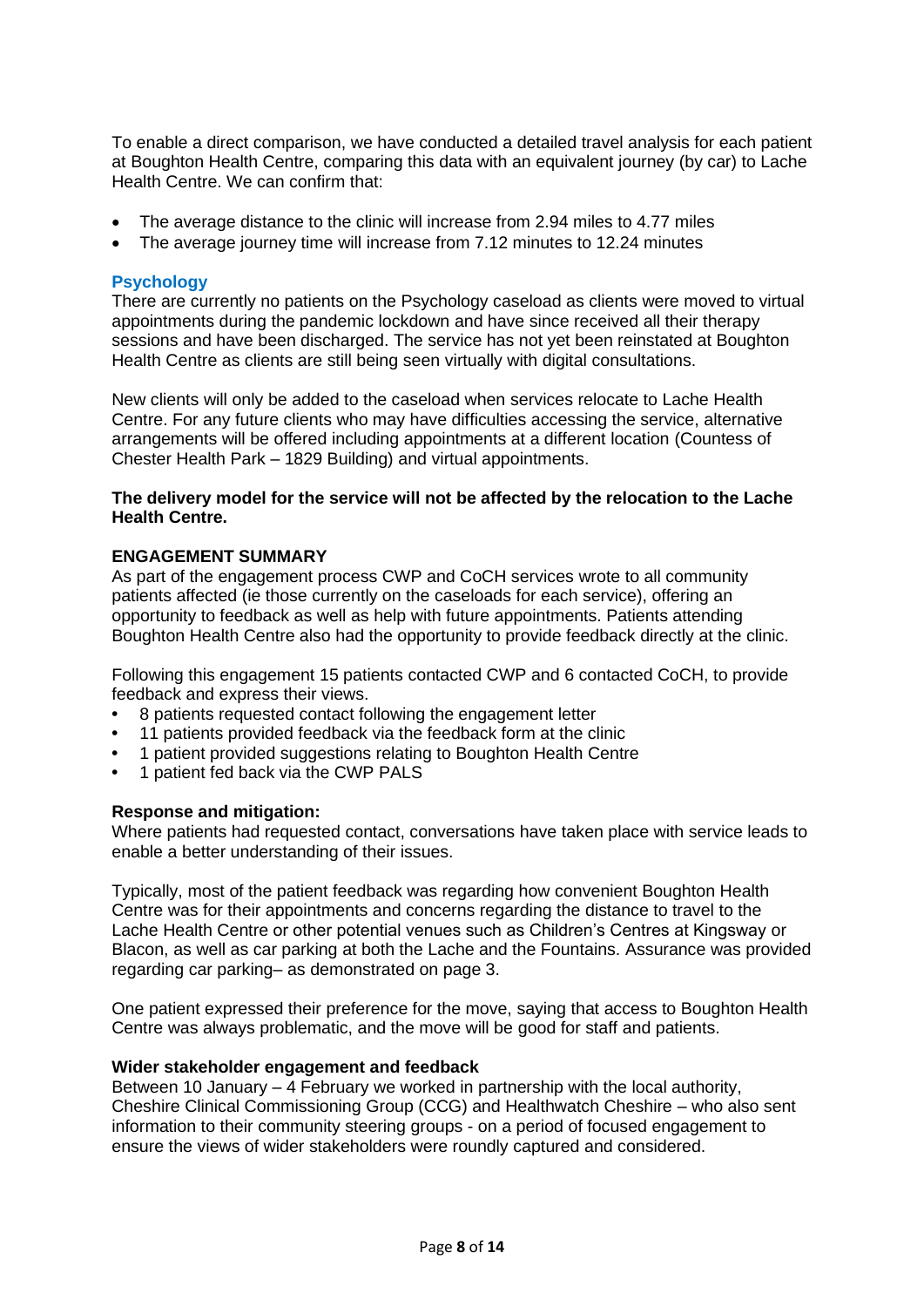To enable a direct comparison, we have conducted a detailed travel analysis for each patient at Boughton Health Centre, comparing this data with an equivalent journey (by car) to Lache Health Centre. We can confirm that:

- The average distance to the clinic will increase from 2.94 miles to 4.77 miles
- The average journey time will increase from 7.12 minutes to 12.24 minutes

### Psychology

There are currently no patients on the Psychology caseload as clients were moved to virtual appointments during the pandemic lockdown and have since received all their therapy sessions and have been discharged. The service has not yet been reinstated at Boughton Health Centre as clients are still being seen virtually with digital consultations.

New clients will only be added to the caseload when services relocate to Lache Health Centre. For any future clients who may have difficulties accessing the service, alternative arrangements will be offered including appointments at a different location (Countess of Chester Health Park – 1829 Building) and virtual appointments.

**The delivery model for the service will not be affected by the relocation to the Lache Health Centre.**

### ENGAGEMENT SUMMARY

As part of the engagement process CWP and CoCH services wrote to all community patients affected (ie those currently on the caseloads for each service), offering an opportunity to feedback as well as help with future appointments. Patients attending Boughton Health Centre also had the opportunity to provide feedback directly at the clinic.

Following this engagement 15 patients contacted CWP and 6 contacted CoCH, to provide feedback and express their views.

- 8 patients requested contact following the engagement letter
- 11 patients provided feedback via the feedback form at the clinic
- 1 patient provided suggestions relating to Boughton Health Centre
- 1 patient fed back via the CWP PALS

**Response and mitigation:**

Where patients had requested contact, conversations have taken place with service leads to enable a better understanding of their issues.

Typically, most of the patient feedback was regarding how convenient Boughton Health Centre was for their appointments and concerns regarding the distance to travel to the Lache Health Centre or other potential venues such as Children's Centres at Kingsway or Blacon, as well as car parking at both the Lache and the Fountains. Assurance was provided regarding car parking– as demonstrated on page 3.

One patient expressed their preference for the move, saying that access to Boughton Health Centre was always problematic, and the move will be good for staff and patients.

**Wider stakeholder engagement and feedback**

Between 10 January – 4 February we worked in partnership with the local authority, Cheshire Clinical Commissioning Group (CCG) and Healthwatch Cheshire – who also sent information to their community steering groups - on a period of focused engagement to ensure the views of wider stakeholders were roundly captured and considered.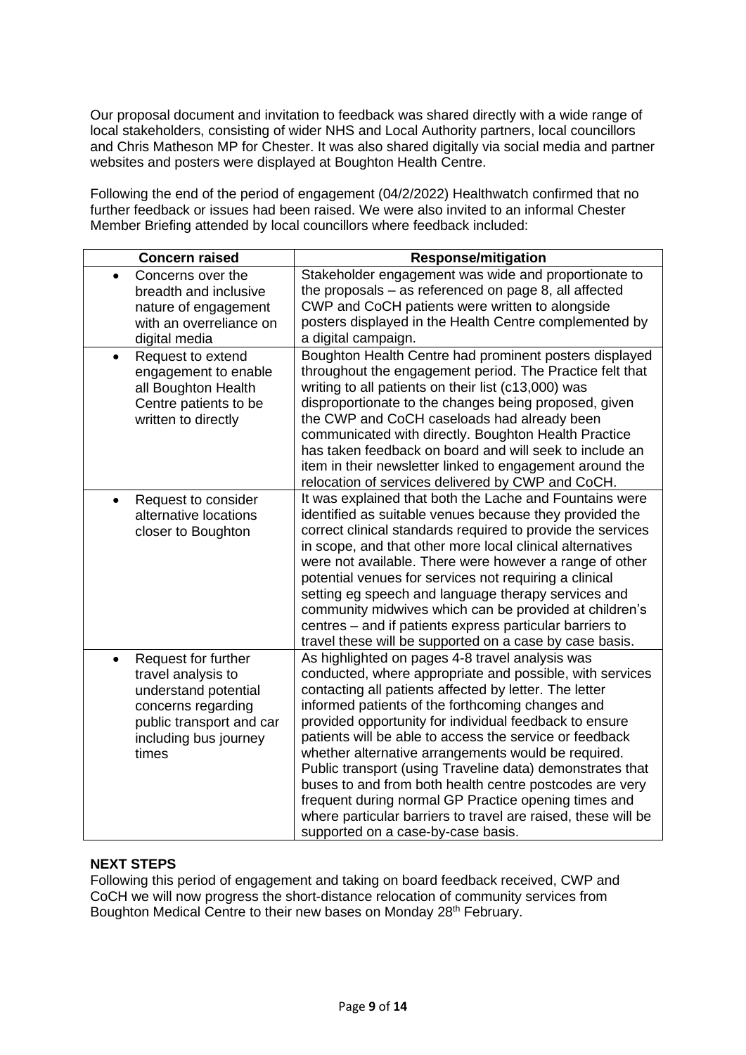Our proposal document and invitation to feedback was shared directly with a wide range of local stakeholders, consisting of wider NHS and Local Authority partners, local councillors and Chris Matheson MP for Chester. It was also shared digitally via social media and partner websites and posters were displayed at Boughton Health Centre.

Following the end of the period of engagement (04/2/2022) Healthwatch confirmed that no further feedback or issues had been raised. We were also invited to an informal Chester Member Briefing attended by local councillors where feedback included:

| Concern raised | Response/mitigation |
|---|---|
| • Concerns over the breadth and inclusive nature of engagement with an overreliance on digital media | Stakeholder engagement was wide and proportionate to the proposals – as referenced on page 8, all affected CWP and CoCH patients were written to alongside posters displayed in the Health Centre complemented by a digital campaign. |
| • Request to extend engagement to enable all Boughton Health Centre patients to be written to directly | Boughton Health Centre had prominent posters displayed throughout the engagement period. The Practice felt that writing to all patients on their list (c13,000) was disproportionate to the changes being proposed, given the CWP and CoCH caseloads had already been communicated with directly. Boughton Health Practice has taken feedback on board and will seek to include an item in their newsletter linked to engagement around the relocation of services delivered by CWP and CoCH. |
| • Request to consider alternative locations closer to Boughton | It was explained that both the Lache and Fountains were identified as suitable venues because they provided the correct clinical standards required to provide the services in scope, and that other more local clinical alternatives were not available. There were however a range of other potential venues for services not requiring a clinical setting eg speech and language therapy services and community midwives which can be provided at children's centres – and if patients express particular barriers to travel these will be supported on a case by case basis. |
| • Request for further travel analysis to understand potential concerns regarding public transport and car including bus journey times | As highlighted on pages 4-8 travel analysis was conducted, where appropriate and possible, with services contacting all patients affected by letter. The letter informed patients of the forthcoming changes and provided opportunity for individual feedback to ensure patients will be able to access the service or feedback whether alternative arrangements would be required. Public transport (using Traveline data) demonstrates that buses to and from both health centre postcodes are very frequent during normal GP Practice opening times and where particular barriers to travel are raised, these will be supported on a case-by-case basis. |

**NEXT STEPS**

Following this period of engagement and taking on board feedback received, CWP and CoCH we will now progress the short-distance relocation of community services from Boughton Medical Centre to their new bases on Monday 28th February.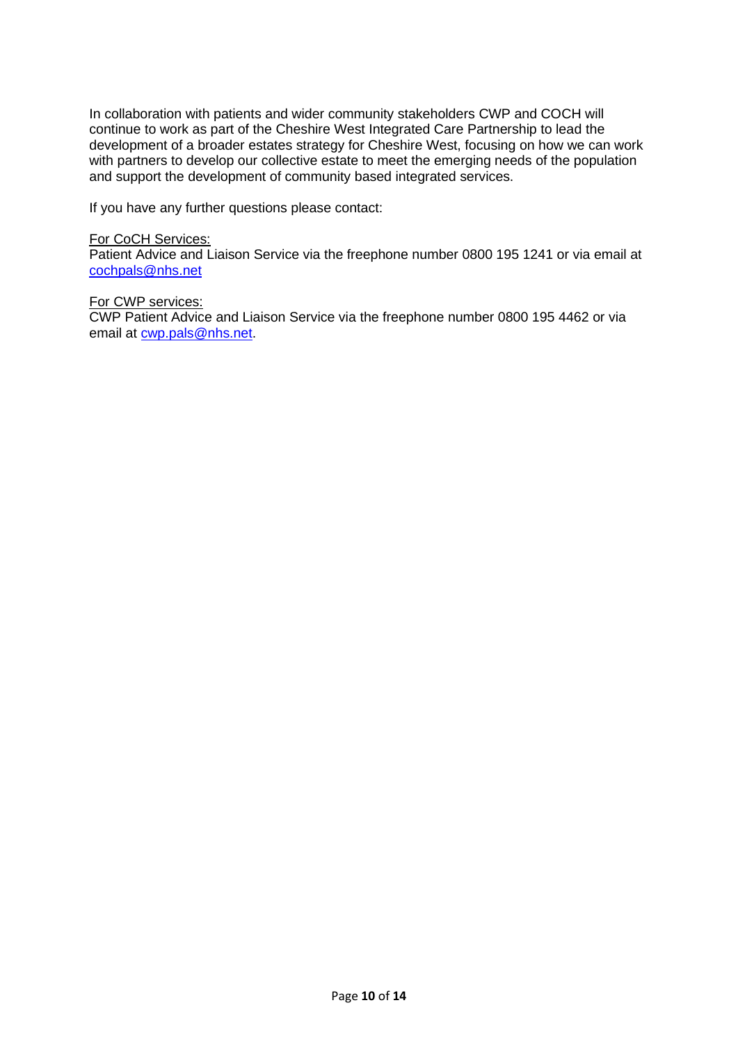In collaboration with patients and wider community stakeholders CWP and COCH will continue to work as part of the Cheshire West Integrated Care Partnership to lead the development of a broader estates strategy for Cheshire West, focusing on how we can work with partners to develop our collective estate to meet the emerging needs of the population and support the development of community based integrated services.

If you have any further questions please contact:

For CoCH Services:
Patient Advice and Liaison Service via the freephone number 0800 195 1241 or via email at cochpals@nhs.net

For CWP services:
CWP Patient Advice and Liaison Service via the freephone number 0800 195 4462 or via email at cwp.pals@nhs.net.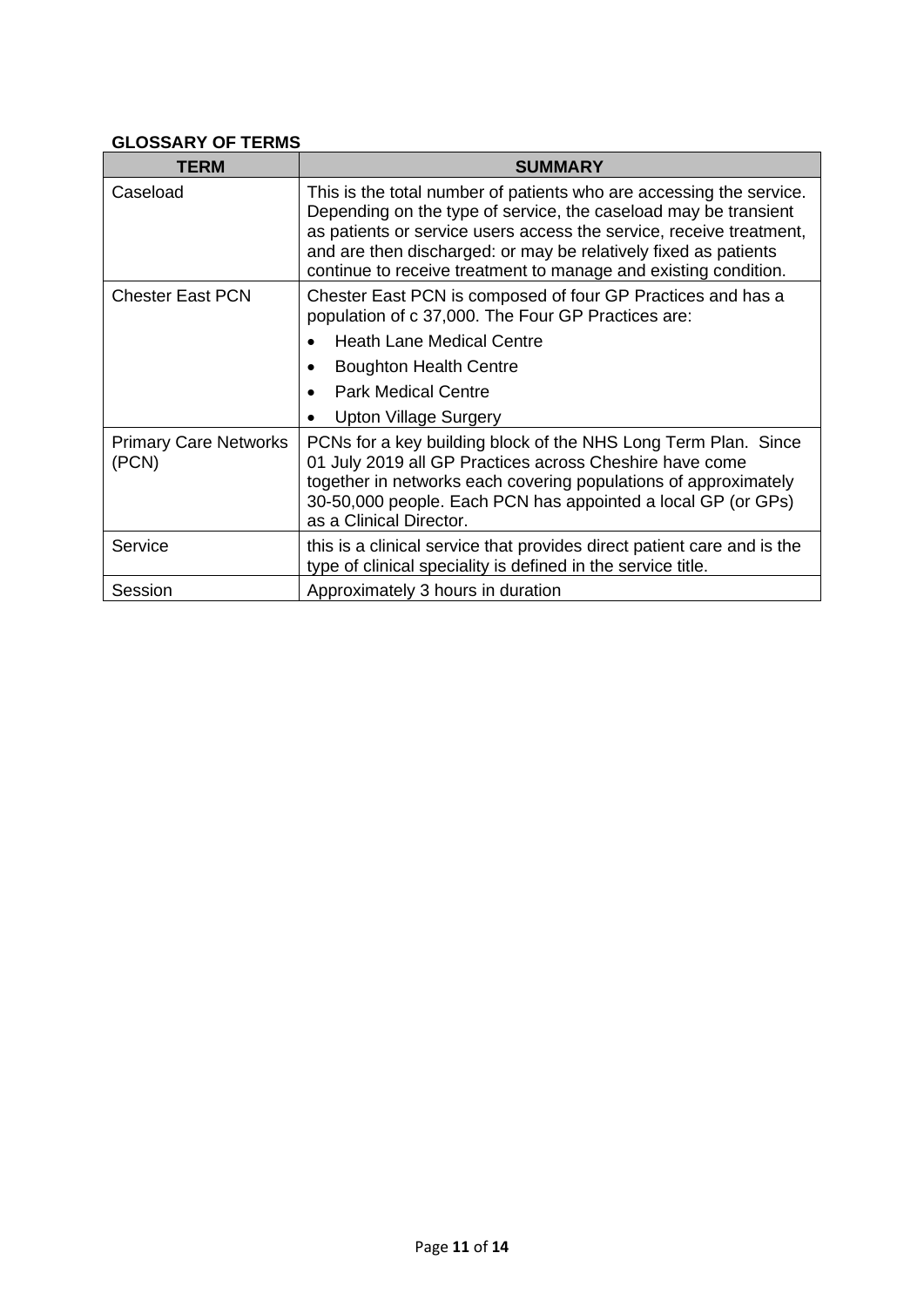**GLOSSARY OF TERMS**

| TERM | SUMMARY |
| --- | --- |
| Caseload | This is the total number of patients who are accessing the service. Depending on the type of service, the caseload may be transient as patients or service users access the service, receive treatment, and are then discharged: or may be relatively fixed as patients continue to receive treatment to manage and existing condition. |
| Chester East PCN | Chester East PCN is composed of four GP Practices and has a population of c 37,000. The Four GP Practices are:<br>• Heath Lane Medical Centre<br>• Boughton Health Centre<br>• Park Medical Centre<br>• Upton Village Surgery |
| Primary Care Networks (PCN) | PCNs for a key building block of the NHS Long Term Plan. Since 01 July 2019 all GP Practices across Cheshire have come together in networks each covering populations of approximately 30-50,000 people. Each PCN has appointed a local GP (or GPs) as a Clinical Director. |
| Service | this is a clinical service that provides direct patient care and is the type of clinical speciality is defined in the service title. |
| Session | Approximately 3 hours in duration |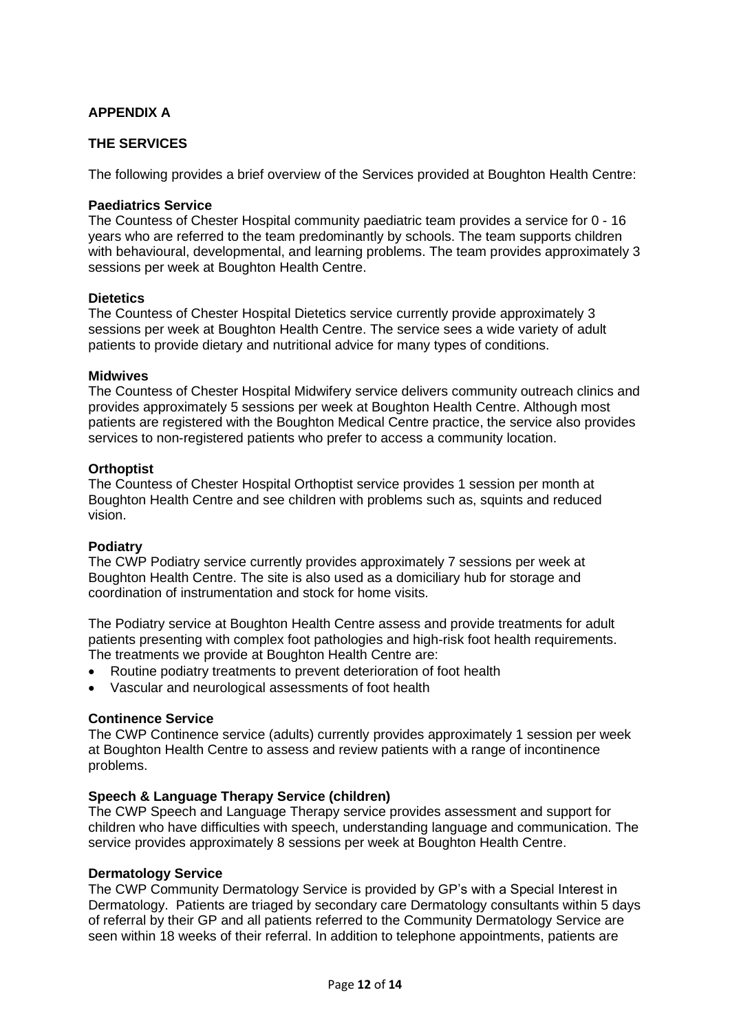## APPENDIX A

## THE SERVICES

The following provides a brief overview of the Services provided at Boughton Health Centre:

**Paediatrics Service**
The Countess of Chester Hospital community paediatric team provides a service for 0 - 16 years who are referred to the team predominantly by schools. The team supports children with behavioural, developmental, and learning problems. The team provides approximately 3 sessions per week at Boughton Health Centre.

**Dietetics**
The Countess of Chester Hospital Dietetics service currently provide approximately 3 sessions per week at Boughton Health Centre. The service sees a wide variety of adult patients to provide dietary and nutritional advice for many types of conditions.

**Midwives**
The Countess of Chester Hospital Midwifery service delivers community outreach clinics and provides approximately 5 sessions per week at Boughton Health Centre. Although most patients are registered with the Boughton Medical Centre practice, the service also provides services to non-registered patients who prefer to access a community location.

**Orthoptist**
The Countess of Chester Hospital Orthoptist service provides 1 session per month at Boughton Health Centre and see children with problems such as, squints and reduced vision.

**Podiatry**
The CWP Podiatry service currently provides approximately 7 sessions per week at Boughton Health Centre. The site is also used as a domiciliary hub for storage and coordination of instrumentation and stock for home visits.

The Podiatry service at Boughton Health Centre assess and provide treatments for adult patients presenting with complex foot pathologies and high-risk foot health requirements. The treatments we provide at Boughton Health Centre are:

- Routine podiatry treatments to prevent deterioration of foot health
- Vascular and neurological assessments of foot health

**Continence Service**
The CWP Continence service (adults) currently provides approximately 1 session per week at Boughton Health Centre to assess and review patients with a range of incontinence problems.

**Speech & Language Therapy Service (children)**
The CWP Speech and Language Therapy service provides assessment and support for children who have difficulties with speech, understanding language and communication. The service provides approximately 8 sessions per week at Boughton Health Centre.

**Dermatology Service**
The CWP Community Dermatology Service is provided by GP's with a Special Interest in Dermatology. Patients are triaged by secondary care Dermatology consultants within 5 days of referral by their GP and all patients referred to the Community Dermatology Service are seen within 18 weeks of their referral. In addition to telephone appointments, patients are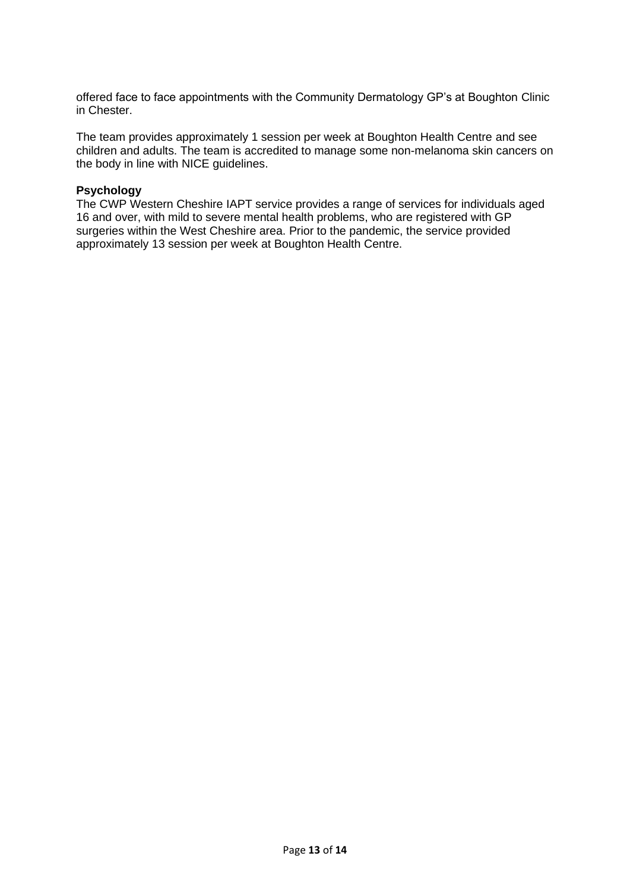offered face to face appointments with the Community Dermatology GP's at Boughton Clinic in Chester.

The team provides approximately 1 session per week at Boughton Health Centre and see children and adults. The team is accredited to manage some non-melanoma skin cancers on the body in line with NICE guidelines.

**Psychology**

The CWP Western Cheshire IAPT service provides a range of services for individuals aged 16 and over, with mild to severe mental health problems, who are registered with GP surgeries within the West Cheshire area. Prior to the pandemic, the service provided approximately 13 session per week at Boughton Health Centre.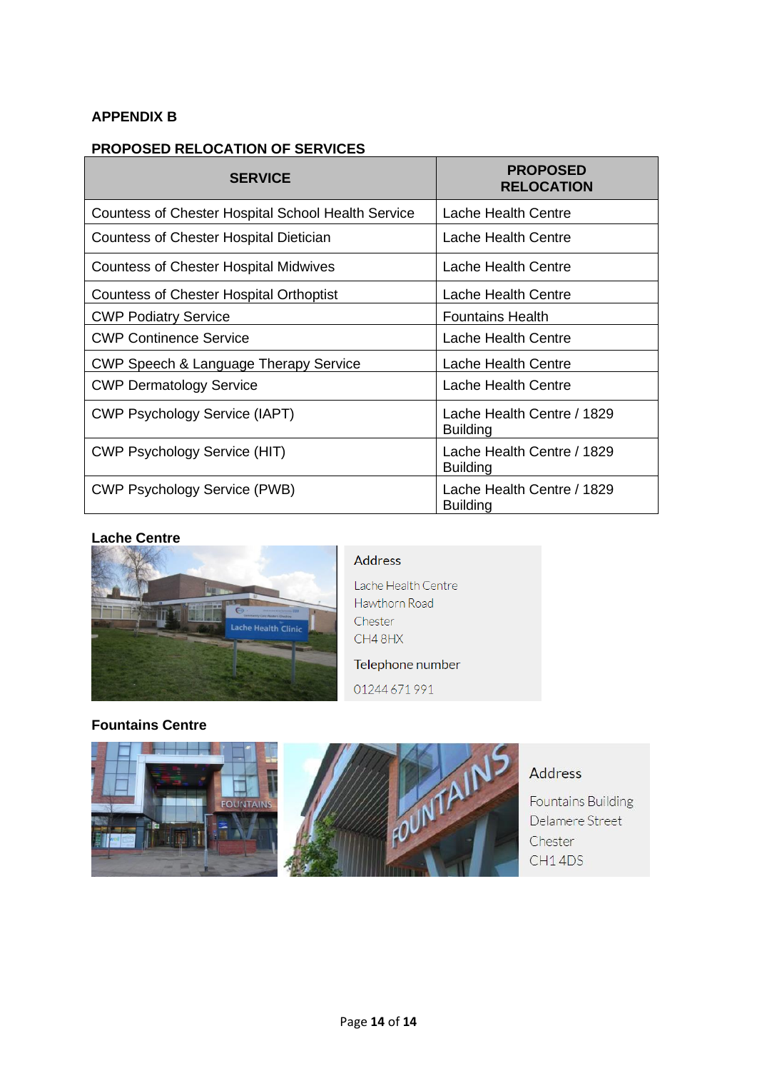## APPENDIX B

### PROPOSED RELOCATION OF SERVICES

| SERVICE | PROPOSED RELOCATION |
|---|---|
| Countess of Chester Hospital School Health Service | Lache Health Centre |
| Countess of Chester Hospital Dietician | Lache Health Centre |
| Countess of Chester Hospital Midwives | Lache Health Centre |
| Countess of Chester Hospital Orthoptist | Lache Health Centre |
| CWP Podiatry Service | Fountains Health |
| CWP Continence Service | Lache Health Centre |
| CWP Speech & Language Therapy Service | Lache Health Centre |
| CWP Dermatology Service | Lache Health Centre |
| CWP Psychology Service (IAPT) | Lache Health Centre / 1829 Building |
| CWP Psychology Service (HIT) | Lache Health Centre / 1829 Building |
| CWP Psychology Service (PWB) | Lache Health Centre / 1829 Building |

**Lache Centre**

Address

Lache Health Centre
Hawthorn Road
Chester
CH4 8HX

Telephone number

01244 671 991

**Fountains Centre**

Address

Fountains Building
Delamere Street
Chester
CH1 4DS